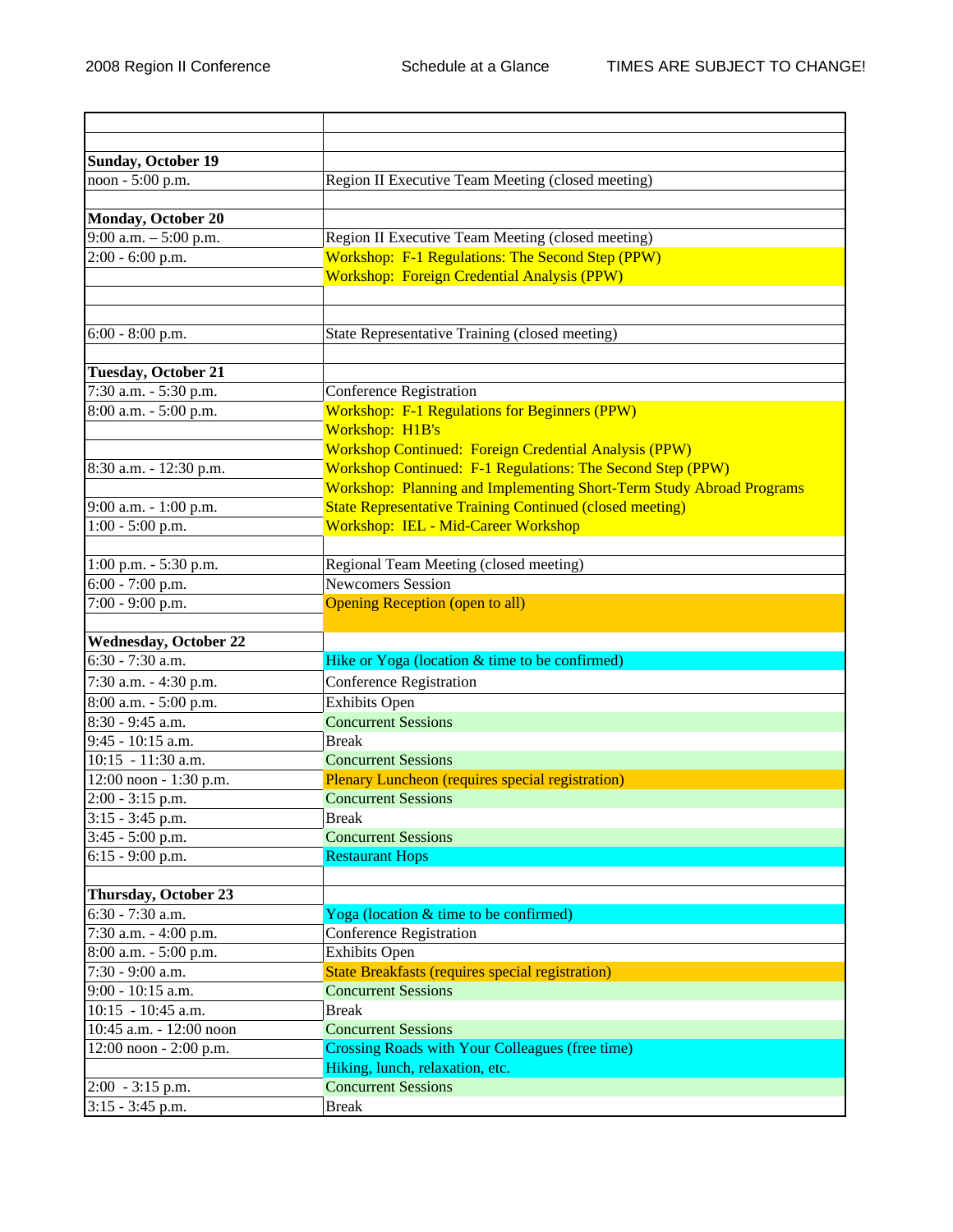2008 Region II Conference — Schedule at a Glance — TIMES ARE SUBJECT TO CHANGE!

| | |
|---|---|
| **Sunday, October 19** | |
| noon - 5:00 p.m. | Region II Executive Team Meeting (closed meeting) |
| | |
| **Monday, October 20** | |
| 9:00 a.m. – 5:00 p.m. | Region II Executive Team Meeting (closed meeting) |
| 2:00 - 6:00 p.m. | Workshop: F-1 Regulations: The Second Step (PPW) |
| | Workshop: Foreign Credential Analysis (PPW) |
| | |
| | |
| 6:00 - 8:00 p.m. | State Representative Training (closed meeting) |
| | |
| **Tuesday, October 21** | |
| 7:30 a.m. - 5:30 p.m. | Conference Registration |
| 8:00 a.m. - 5:00 p.m. | Workshop: F-1 Regulations for Beginners (PPW) |
| | Workshop: H1B's |
| | Workshop Continued: Foreign Credential Analysis (PPW) |
| 8:30 a.m. - 12:30 p.m. | Workshop Continued: F-1 Regulations: The Second Step (PPW) |
| | Workshop: Planning and Implementing Short-Term Study Abroad Programs |
| 9:00 a.m. - 1:00 p.m. | State Representative Training Continued (closed meeting) |
| 1:00 - 5:00 p.m. | Workshop: IEL - Mid-Career Workshop |
| | |
| 1:00 p.m. - 5:30 p.m. | Regional Team Meeting (closed meeting) |
| 6:00 - 7:00 p.m. | Newcomers Session |
| 7:00 - 9:00 p.m. | Opening Reception (open to all) |
| | |
| **Wednesday, October 22** | |
| 6:30 - 7:30 a.m. | Hike or Yoga (location & time to be confirmed) |
| 7:30 a.m. - 4:30 p.m. | Conference Registration |
| 8:00 a.m. - 5:00 p.m. | Exhibits Open |
| 8:30 - 9:45 a.m. | Concurrent Sessions |
| 9:45 - 10:15 a.m. | Break |
| 10:15 - 11:30 a.m. | Concurrent Sessions |
| 12:00 noon - 1:30 p.m. | Plenary Luncheon (requires special registration) |
| 2:00 - 3:15 p.m. | Concurrent Sessions |
| 3:15 - 3:45 p.m. | Break |
| 3:45 - 5:00 p.m. | Concurrent Sessions |
| 6:15 - 9:00 p.m. | Restaurant Hops |
| | |
| **Thursday, October 23** | |
| 6:30 - 7:30 a.m. | Yoga (location & time to be confirmed) |
| 7:30 a.m. - 4:00 p.m. | Conference Registration |
| 8:00 a.m. - 5:00 p.m. | Exhibits Open |
| 7:30 - 9:00 a.m. | State Breakfasts (requires special registration) |
| 9:00 - 10:15 a.m. | Concurrent Sessions |
| 10:15 - 10:45 a.m. | Break |
| 10:45 a.m. - 12:00 noon | Concurrent Sessions |
| 12:00 noon - 2:00 p.m. | Crossing Roads with Your Colleagues (free time) |
| | Hiking, lunch, relaxation, etc. |
| 2:00 - 3:15 p.m. | Concurrent Sessions |
| 3:15 - 3:45 p.m. | Break |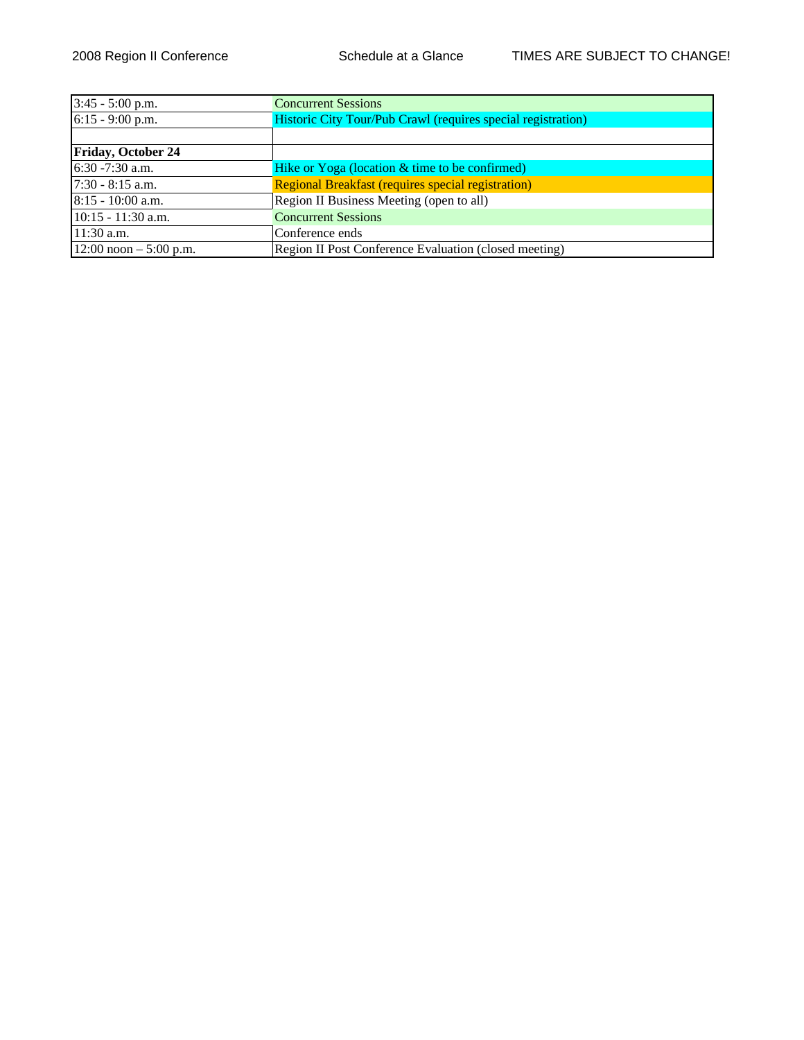| | |
|---|---|
| 3:45 - 5:00 p.m. | Concurrent Sessions |
| 6:15 - 9:00 p.m. | Historic City Tour/Pub Crawl (requires special registration) |
| | |
| **Friday, October 24** | |
| 6:30 -7:30 a.m. | Hike or Yoga (location & time to be confirmed) |
| 7:30 - 8:15 a.m. | Regional Breakfast (requires special registration) |
| 8:15 - 10:00 a.m. | Region II Business Meeting (open to all) |
| 10:15 - 11:30 a.m. | Concurrent Sessions |
| 11:30 a.m. | Conference ends |
| 12:00 noon – 5:00 p.m. | Region II Post Conference Evaluation (closed meeting) |